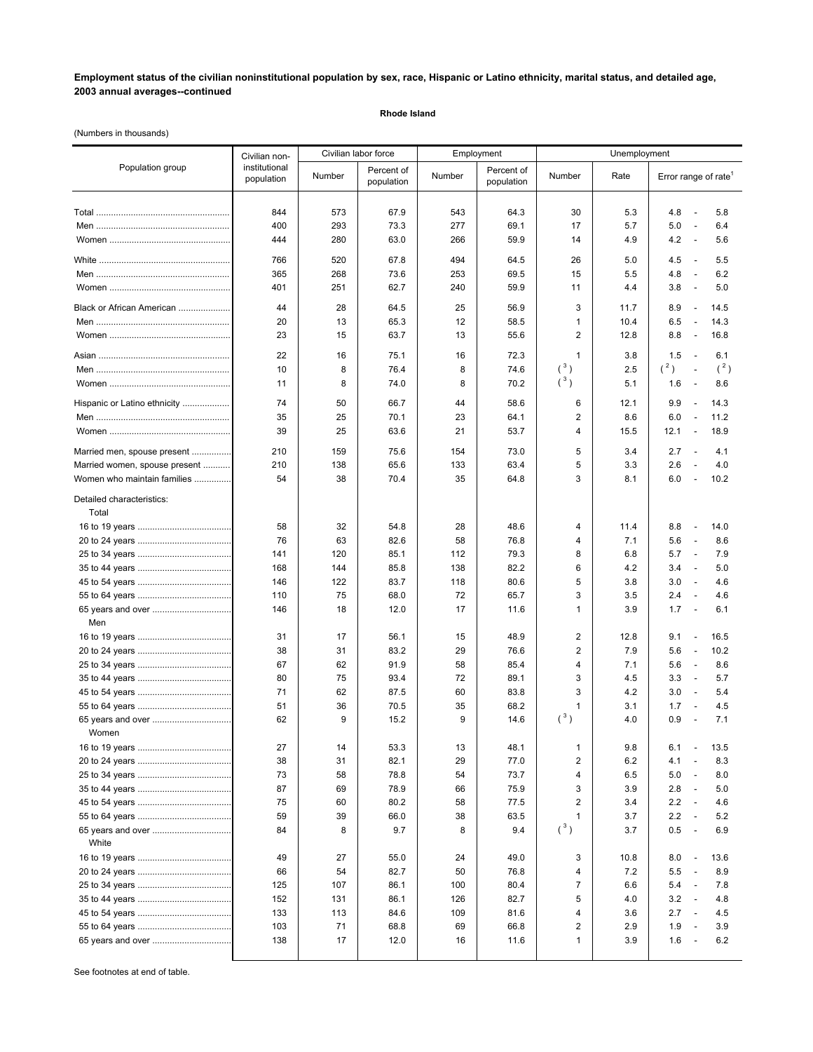**Employment status of the civilian noninstitutional population by sex, race, Hispanic or Latino ethnicity, marital status, and detailed age, 2003 annual averages--continued**

**Rhode Island**

(Numbers in thousands)

| Population group | Civilian non-institutional population | Civilian labor force | | Employment | | Unemployment | | |
|---|---|---|---|---|---|---|---|---|
| | | Number | Percent of population | Number | Percent of population | Number | Rate | Error range of rate[1] |
| Total | 844 | 573 | 67.9 | 543 | 64.3 | 30 | 5.3 | 4.8 - 5.8 |
| Men | 400 | 293 | 73.3 | 277 | 69.1 | 17 | 5.7 | 5.0 - 6.4 |
| Women | 444 | 280 | 63.0 | 266 | 59.9 | 14 | 4.9 | 4.2 - 5.6 |
| White | 766 | 520 | 67.8 | 494 | 64.5 | 26 | 5.0 | 4.5 - 5.5 |
| Men | 365 | 268 | 73.6 | 253 | 69.5 | 15 | 5.5 | 4.8 - 6.2 |
| Women | 401 | 251 | 62.7 | 240 | 59.9 | 11 | 4.4 | 3.8 - 5.0 |
| Black or African American | 44 | 28 | 64.5 | 25 | 56.9 | 3 | 11.7 | 8.9 - 14.5 |
| Men | 20 | 13 | 65.3 | 12 | 58.5 | 1 | 10.4 | 6.5 - 14.3 |
| Women | 23 | 15 | 63.7 | 13 | 55.6 | 2 | 12.8 | 8.8 - 16.8 |
| Asian | 22 | 16 | 75.1 | 16 | 72.3 | 1 | 3.8 | 1.5 - 6.1 |
| Men | 10 | 8 | 76.4 | 8 | 74.6 | (3) | 2.5 | (2) - (2) |
| Women | 11 | 8 | 74.0 | 8 | 70.2 | (3) | 5.1 | 1.6 - 8.6 |
| Hispanic or Latino ethnicity | 74 | 50 | 66.7 | 44 | 58.6 | 6 | 12.1 | 9.9 - 14.3 |
| Men | 35 | 25 | 70.1 | 23 | 64.1 | 2 | 8.6 | 6.0 - 11.2 |
| Women | 39 | 25 | 63.6 | 21 | 53.7 | 4 | 15.5 | 12.1 - 18.9 |
| Married men, spouse present | 210 | 159 | 75.6 | 154 | 73.0 | 5 | 3.4 | 2.7 - 4.1 |
| Married women, spouse present | 210 | 138 | 65.6 | 133 | 63.4 | 5 | 3.3 | 2.6 - 4.0 |
| Women who maintain families | 54 | 38 | 70.4 | 35 | 64.8 | 3 | 8.1 | 6.0 - 10.2 |
| Detailed characteristics: | | | | | | | | |
| Total | | | | | | | | |
| 16 to 19 years | 58 | 32 | 54.8 | 28 | 48.6 | 4 | 11.4 | 8.8 - 14.0 |
| 20 to 24 years | 76 | 63 | 82.6 | 58 | 76.8 | 4 | 7.1 | 5.6 - 8.6 |
| 25 to 34 years | 141 | 120 | 85.1 | 112 | 79.3 | 8 | 6.8 | 5.7 - 7.9 |
| 35 to 44 years | 168 | 144 | 85.8 | 138 | 82.2 | 6 | 4.2 | 3.4 - 5.0 |
| 45 to 54 years | 146 | 122 | 83.7 | 118 | 80.6 | 5 | 3.8 | 3.0 - 4.6 |
| 55 to 64 years | 110 | 75 | 68.0 | 72 | 65.7 | 3 | 3.5 | 2.4 - 4.6 |
| 65 years and over | 146 | 18 | 12.0 | 17 | 11.6 | 1 | 3.9 | 1.7 - 6.1 |
| Men | | | | | | | | |
| 16 to 19 years | 31 | 17 | 56.1 | 15 | 48.9 | 2 | 12.8 | 9.1 - 16.5 |
| 20 to 24 years | 38 | 31 | 83.2 | 29 | 76.6 | 2 | 7.9 | 5.6 - 10.2 |
| 25 to 34 years | 67 | 62 | 91.9 | 58 | 85.4 | 4 | 7.1 | 5.6 - 8.6 |
| 35 to 44 years | 80 | 75 | 93.4 | 72 | 89.1 | 3 | 4.5 | 3.3 - 5.7 |
| 45 to 54 years | 71 | 62 | 87.5 | 60 | 83.8 | 3 | 4.2 | 3.0 - 5.4 |
| 55 to 64 years | 51 | 36 | 70.5 | 35 | 68.2 | 1 | 3.1 | 1.7 - 4.5 |
| 65 years and over | 62 | 9 | 15.2 | 9 | 14.6 | (3) | 4.0 | 0.9 - 7.1 |
| Women | | | | | | | | |
| 16 to 19 years | 27 | 14 | 53.3 | 13 | 48.1 | 1 | 9.8 | 6.1 - 13.5 |
| 20 to 24 years | 38 | 31 | 82.1 | 29 | 77.0 | 2 | 6.2 | 4.1 - 8.3 |
| 25 to 34 years | 73 | 58 | 78.8 | 54 | 73.7 | 4 | 6.5 | 5.0 - 8.0 |
| 35 to 44 years | 87 | 69 | 78.9 | 66 | 75.9 | 3 | 3.9 | 2.8 - 5.0 |
| 45 to 54 years | 75 | 60 | 80.2 | 58 | 77.5 | 2 | 3.4 | 2.2 - 4.6 |
| 55 to 64 years | 59 | 39 | 66.0 | 38 | 63.5 | 1 | 3.7 | 2.2 - 5.2 |
| 65 years and over | 84 | 8 | 9.7 | 8 | 9.4 | (3) | 3.7 | 0.5 - 6.9 |
| White | | | | | | | | |
| 16 to 19 years | 49 | 27 | 55.0 | 24 | 49.0 | 3 | 10.8 | 8.0 - 13.6 |
| 20 to 24 years | 66 | 54 | 82.7 | 50 | 76.8 | 4 | 7.2 | 5.5 - 8.9 |
| 25 to 34 years | 125 | 107 | 86.1 | 100 | 80.4 | 7 | 6.6 | 5.4 - 7.8 |
| 35 to 44 years | 152 | 131 | 86.1 | 126 | 82.7 | 5 | 4.0 | 3.2 - 4.8 |
| 45 to 54 years | 133 | 113 | 84.6 | 109 | 81.6 | 4 | 3.6 | 2.7 - 4.5 |
| 55 to 64 years | 103 | 71 | 68.8 | 69 | 66.8 | 2 | 2.9 | 1.9 - 3.9 |
| 65 years and over | 138 | 17 | 12.0 | 16 | 11.6 | 1 | 3.9 | 1.6 - 6.2 |

See footnotes at end of table.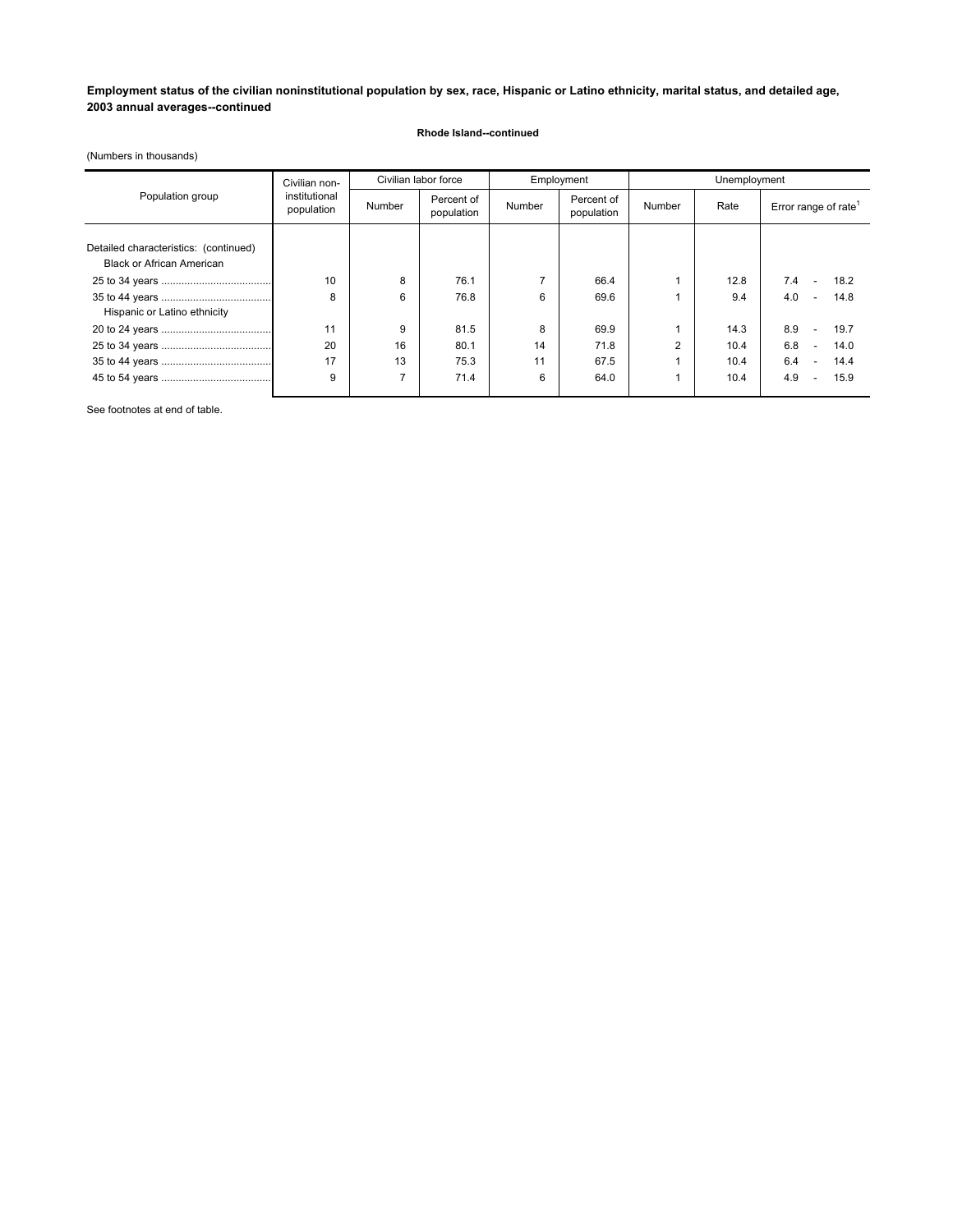**Employment status of the civilian noninstitutional population by sex, race, Hispanic or Latino ethnicity, marital status, and detailed age, 2003 annual averages--continued**

**Rhode Island--continued**

(Numbers in thousands)

| Population group | Civilian non-institutional population | Civilian labor force | | Employment | | Unemployment | | |
|---|---|---|---|---|---|---|---|---|
| | | Number | Percent of population | Number | Percent of population | Number | Rate | Error range of rate[1] |
| Detailed characteristics: (continued) | | | | | | | | |
| Black or African American | | | | | | | | |
| 25 to 34 years | 10 | 8 | 76.1 | 7 | 66.4 | 1 | 12.8 | 7.4 - 18.2 |
| 35 to 44 years | 8 | 6 | 76.8 | 6 | 69.6 | 1 | 9.4 | 4.0 - 14.8 |
| Hispanic or Latino ethnicity | | | | | | | | |
| 20 to 24 years | 11 | 9 | 81.5 | 8 | 69.9 | 1 | 14.3 | 8.9 - 19.7 |
| 25 to 34 years | 20 | 16 | 80.1 | 14 | 71.8 | 2 | 10.4 | 6.8 - 14.0 |
| 35 to 44 years | 17 | 13 | 75.3 | 11 | 67.5 | 1 | 10.4 | 6.4 - 14.4 |
| 45 to 54 years | 9 | 7 | 71.4 | 6 | 64.0 | 1 | 10.4 | 4.9 - 15.9 |

See footnotes at end of table.